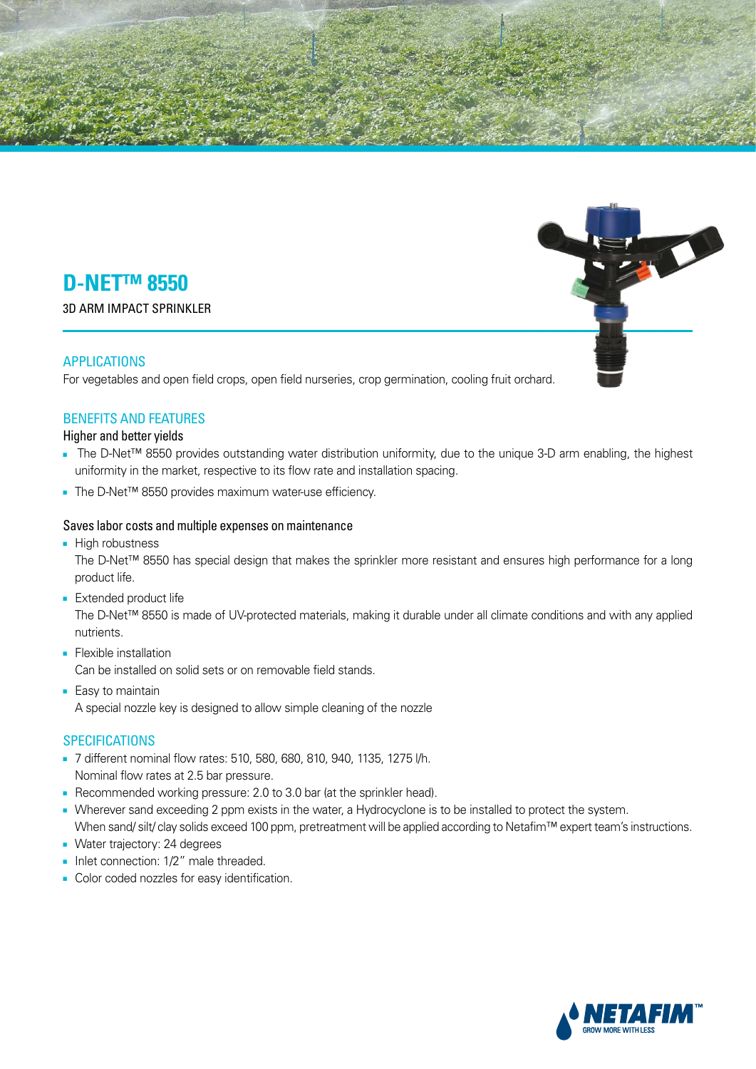# D-NET™ 8550

3D ARM IMPACT SPRINKLER

## APPLICATIONS

For vegetables and open field crops, open field nurseries, crop germination, cooling fruit orchard.

## BENEFITS AND FEATURES

### Higher and better yields

- The D-Net™ 8550 provides outstanding water distribution uniformity, due to the unique 3-D arm enabling, the highest uniformity in the market, respective to its flow rate and installation spacing.
- The D-Net™ 8550 provides maximum water-use efficiency.

### Saves labor costs and multiple expenses on maintenance

- High robustness
  The D-Net™ 8550 has special design that makes the sprinkler more resistant and ensures high performance for a long product life.
- Extended product life
  The D-Net™ 8550 is made of UV-protected materials, making it durable under all climate conditions and with any applied nutrients.
- Flexible installation
  Can be installed on solid sets or on removable field stands.
- Easy to maintain
  A special nozzle key is designed to allow simple cleaning of the nozzle

## SPECIFICATIONS

- 7 different nominal flow rates: 510, 580, 680, 810, 940, 1135, 1275 l/h.
  Nominal flow rates at 2.5 bar pressure.
- Recommended working pressure: 2.0 to 3.0 bar (at the sprinkler head).
- Wherever sand exceeding 2 ppm exists in the water, a Hydrocyclone is to be installed to protect the system.
  When sand/ silt/ clay solids exceed 100 ppm, pretreatment will be applied according to Netafim™ expert team's instructions.
- Water trajectory: 24 degrees
- Inlet connection: 1/2" male threaded.
- Color coded nozzles for easy identification.

NETAFIM™
GROW MORE WITH LESS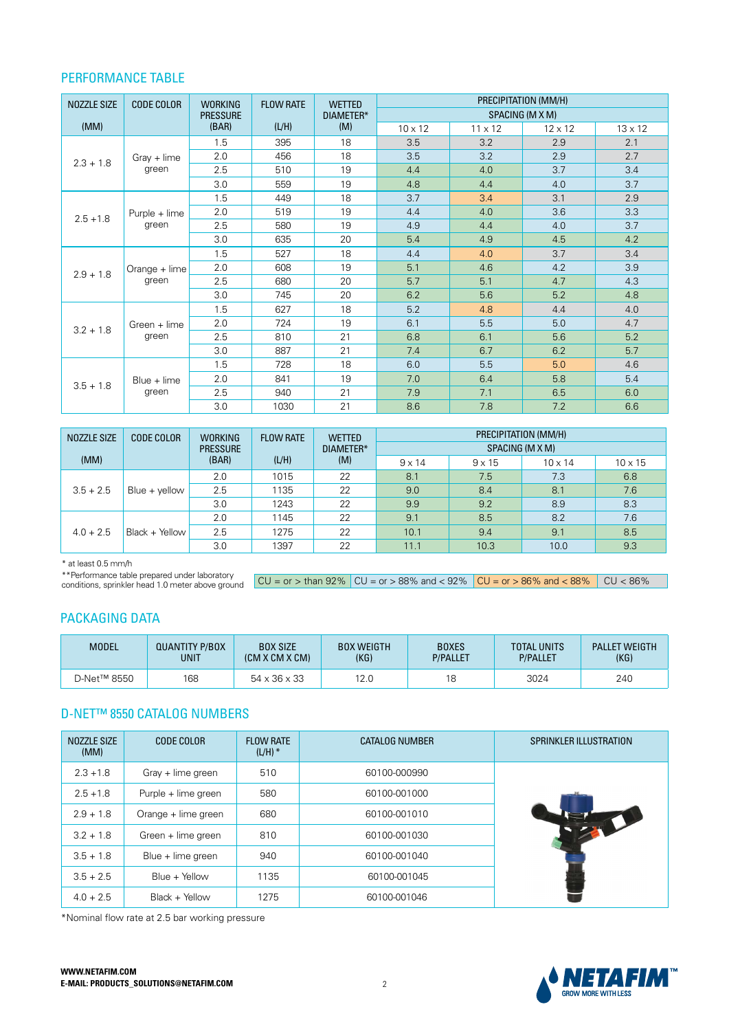## PERFORMANCE TABLE

| NOZZLE SIZE (MM) | CODE COLOR | WORKING PRESSURE (BAR) | FLOW RATE (L/H) | WETTED DIAMETER* (M) | PRECIPITATION (MM/H) SPACING (M X M) | | | |
|---|---|---|---|---|---|---|---|---|
| | | | | | 10 x 12 | 11 x 12 | 12 x 12 | 13 x 12 |
| 2.3 + 1.8 | Gray + lime green | 1.5 | 395 | 18 | 3.5 | 3.2 | 2.9 | 2.1 |
| | | 2.0 | 456 | 18 | 3.5 | 3.2 | 2.9 | 2.7 |
| | | 2.5 | 510 | 19 | 4.4 | 4.0 | 3.7 | 3.4 |
| | | 3.0 | 559 | 19 | 4.8 | 4.4 | 4.0 | 3.7 |
| 2.5 +1.8 | Purple + lime green | 1.5 | 449 | 18 | 3.7 | 3.4 | 3.1 | 2.9 |
| | | 2.0 | 519 | 19 | 4.4 | 4.0 | 3.6 | 3.3 |
| | | 2.5 | 580 | 19 | 4.9 | 4.4 | 4.0 | 3.7 |
| | | 3.0 | 635 | 20 | 5.4 | 4.9 | 4.5 | 4.2 |
| 2.9 + 1.8 | Orange + lime green | 1.5 | 527 | 18 | 4.4 | 4.0 | 3.7 | 3.4 |
| | | 2.0 | 608 | 19 | 5.1 | 4.6 | 4.2 | 3.9 |
| | | 2.5 | 680 | 20 | 5.7 | 5.1 | 4.7 | 4.3 |
| | | 3.0 | 745 | 20 | 6.2 | 5.6 | 5.2 | 4.8 |
| 3.2 + 1.8 | Green + lime green | 1.5 | 627 | 18 | 5.2 | 4.8 | 4.4 | 4.0 |
| | | 2.0 | 724 | 19 | 6.1 | 5.5 | 5.0 | 4.7 |
| | | 2.5 | 810 | 21 | 6.8 | 6.1 | 5.6 | 5.2 |
| | | 3.0 | 887 | 21 | 7.4 | 6.7 | 6.2 | 5.7 |
| 3.5 + 1.8 | Blue + lime green | 1.5 | 728 | 18 | 6.0 | 5.5 | 5.0 | 4.6 |
| | | 2.0 | 841 | 19 | 7.0 | 6.4 | 5.8 | 5.4 |
| | | 2.5 | 940 | 21 | 7.9 | 7.1 | 6.5 | 6.0 |
| | | 3.0 | 1030 | 21 | 8.6 | 7.8 | 7.2 | 6.6 |

| NOZZLE SIZE (MM) | CODE COLOR | WORKING PRESSURE (BAR) | FLOW RATE (L/H) | WETTED DIAMETER* (M) | PRECIPITATION (MM/H) SPACING (M X M) | | | |
|---|---|---|---|---|---|---|---|---|
| | | | | | 9 x 14 | 9 x 15 | 10 x 14 | 10 x 15 |
| 3.5 + 2.5 | Blue + yellow | 2.0 | 1015 | 22 | 8.1 | 7.5 | 7.3 | 6.8 |
| | | 2.5 | 1135 | 22 | 9.0 | 8.4 | 8.1 | 7.6 |
| | | 3.0 | 1243 | 22 | 9.9 | 9.2 | 8.9 | 8.3 |
| 4.0 + 2.5 | Black + Yellow | 2.0 | 1145 | 22 | 9.1 | 8.5 | 8.2 | 7.6 |
| | | 2.5 | 1275 | 22 | 10.1 | 9.4 | 9.1 | 8.5 |
| | | 3.0 | 1397 | 22 | 11.1 | 10.3 | 10.0 | 9.3 |

* at least 0.5 mm/h

**Performance table prepared under laboratory conditions, sprinkler head 1.0 meter above ground

CU = or > than 92% | CU = or > 88% and < 92% | CU = or > 86% and < 88% | CU < 86%

## PACKAGING DATA

| MODEL | QUANTITY P/BOX UNIT | BOX SIZE (CM X CM X CM) | BOX WEIGTH (KG) | BOXES P/PALLET | TOTAL UNITS P/PALLET | PALLET WEIGTH (KG) |
|---|---|---|---|---|---|---|
| D-Net™ 8550 | 168 | 54 x 36 x 33 | 12.0 | 18 | 3024 | 240 |

## D-NET™ 8550 CATALOG NUMBERS

| NOZZLE SIZE (MM) | CODE COLOR | FLOW RATE (L/H) * | CATALOG NUMBER | SPRINKLER ILLUSTRATION |
|---|---|---|---|---|
| 2.3 +1.8 | Gray + lime green | 510 | 60100-000990 | |
| 2.5 +1.8 | Purple + lime green | 580 | 60100-001000 | |
| 2.9 + 1.8 | Orange + lime green | 680 | 60100-001010 | |
| 3.2 + 1.8 | Green + lime green | 810 | 60100-001030 | |
| 3.5 + 1.8 | Blue + lime green | 940 | 60100-001040 | |
| 3.5 + 2.5 | Blue + Yellow | 1135 | 60100-001045 | |
| 4.0 + 2.5 | Black + Yellow | 1275 | 60100-001046 | |

*Nominal flow rate at 2.5 bar working pressure

**WWW.NETAFIM.COM**
**E-MAIL: PRODUCTS_SOLUTIONS@NETAFIM.COM**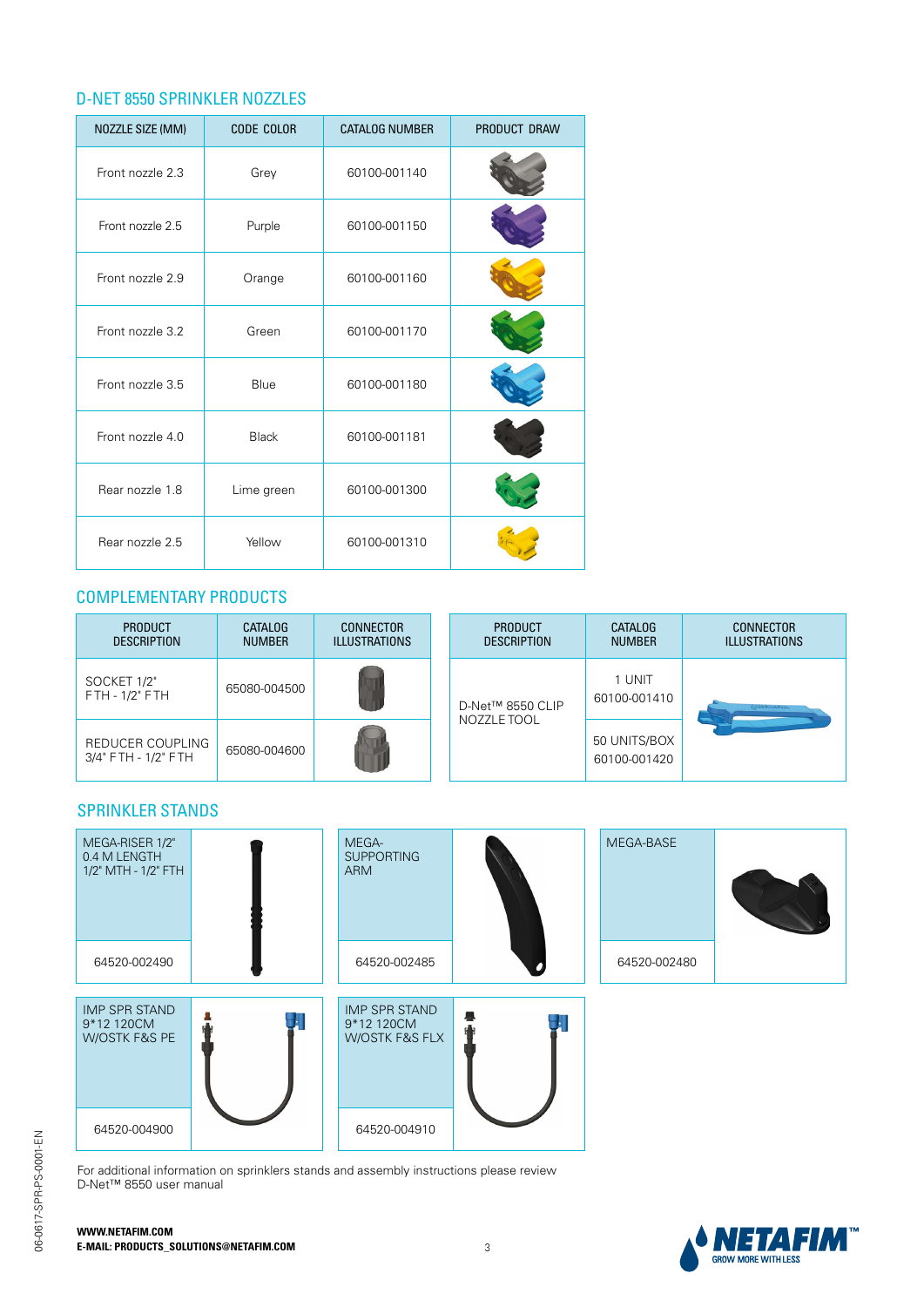## D-NET 8550 SPRINKLER NOZZLES

| NOZZLE SIZE (MM) | CODE COLOR | CATALOG NUMBER | PRODUCT DRAW |
|---|---|---|---|
| Front nozzle 2.3 | Grey | 60100-001140 | |
| Front nozzle 2.5 | Purple | 60100-001150 | |
| Front nozzle 2.9 | Orange | 60100-001160 | |
| Front nozzle 3.2 | Green | 60100-001170 | |
| Front nozzle 3.5 | Blue | 60100-001180 | |
| Front nozzle 4.0 | Black | 60100-001181 | |
| Rear nozzle 1.8 | Lime green | 60100-001300 | |
| Rear nozzle 2.5 | Yellow | 60100-001310 | |

## COMPLEMENTARY PRODUCTS

| PRODUCT DESCRIPTION | CATALOG NUMBER | CONNECTOR ILLUSTRATIONS |
|---|---|---|
| SOCKET 1/2" F TH - 1/2" F TH | 65080-004500 | |
| REDUCER COUPLING 3/4" F TH - 1/2" F TH | 65080-004600 | |

| PRODUCT DESCRIPTION | CATALOG NUMBER | CONNECTOR ILLUSTRATIONS |
|---|---|---|
| D-Net™ 8550 CLIP NOZZLE TOOL | 1 UNIT 60100-001410 | |
| | 50 UNITS/BOX 60100-001420 | |

## SPRINKLER STANDS

| PRODUCT | CATALOG NUMBER |
|---|---|
| MEGA-RISER 1/2" 0.4 M LENGTH 1/2" MTH - 1/2" FTH | 64520-002490 |
| MEGA-SUPPORTING ARM | 64520-002485 |
| MEGA-BASE | 64520-002480 |
| IMP SPR STAND 9*12 120CM W/OSTK F&S PE | 64520-004900 |
| IMP SPR STAND 9*12 120CM W/OSTK F&S FLX | 64520-004910 |

For additional information on sprinklers stands and assembly instructions please review D-Net™ 8550 user manual

**WWW.NETAFIM.COM**
**E-MAIL: PRODUCTS_SOLUTIONS@NETAFIM.COM**

06-0617-SPR-PS-0001-EN